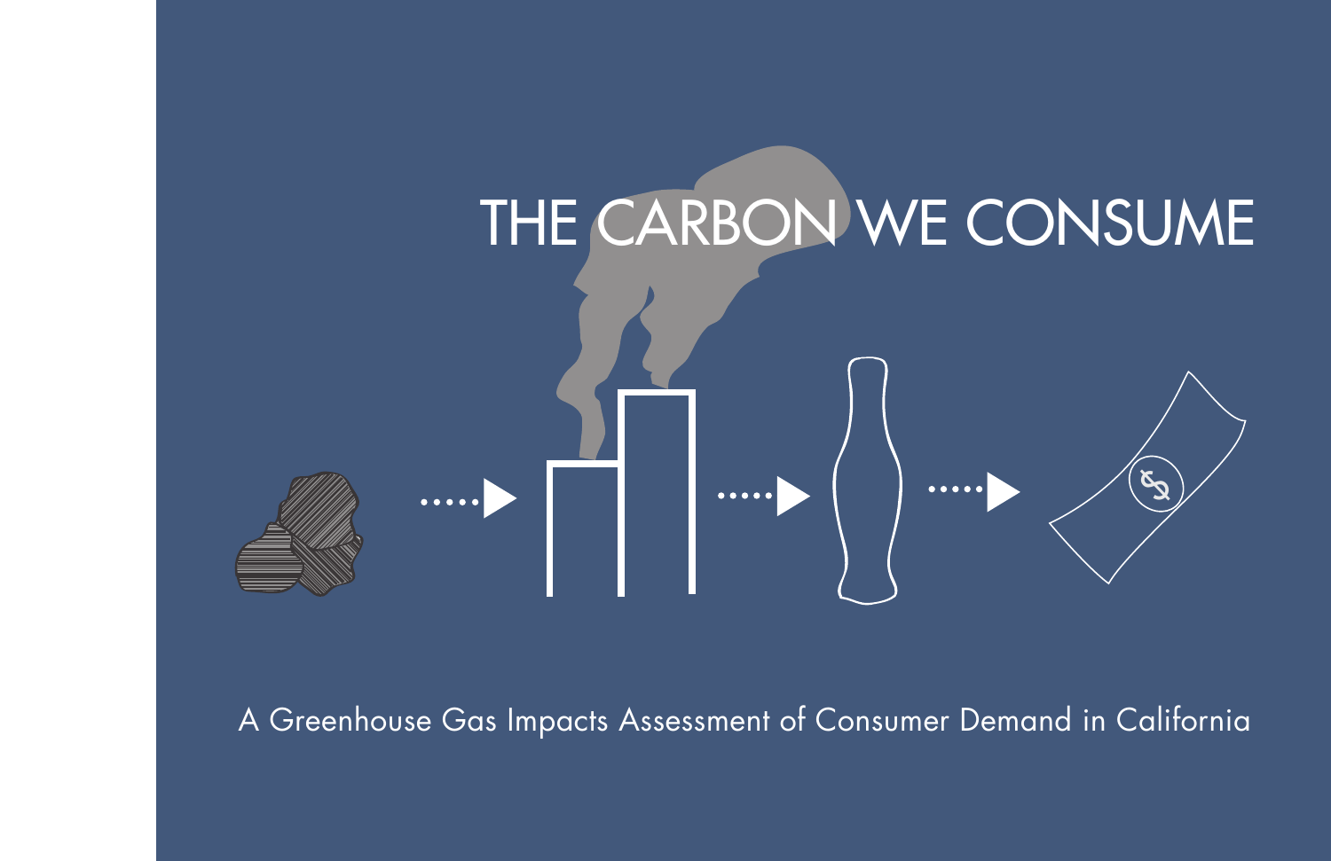# THE CARBON WE CONSUME

A Greenhouse Gas Impacts Assessment of Consumer Demand in California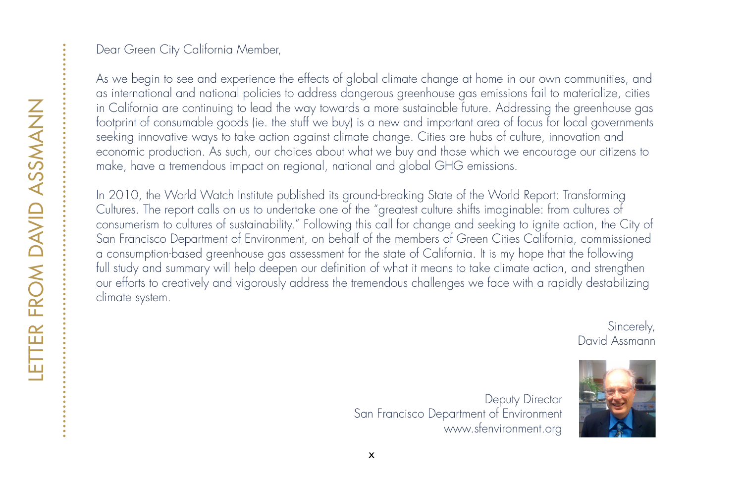# LETTER FROM DAVID ASSMANN

Dear Green City California Member,

As we begin to see and experience the effects of global climate change at home in our own communities, and as international and national policies to address dangerous greenhouse gas emissions fail to materialize, cities in California are continuing to lead the way towards a more sustainable future. Addressing the greenhouse gas footprint of consumable goods (ie. the stuff we buy) is a new and important area of focus for local governments seeking innovative ways to take action against climate change. Cities are hubs of culture, innovation and economic production. As such, our choices about what we buy and those which we encourage our citizens to make, have a tremendous impact on regional, national and global GHG emissions.

In 2010, the World Watch Institute published its ground-breaking State of the World Report: Transforming Cultures. The report calls on us to undertake one of the "greatest culture shifts imaginable: from cultures of consumerism to cultures of sustainability." Following this call for change and seeking to ignite action, the City of San Francisco Department of Environment, on behalf of the members of Green Cities California, commissioned a consumption-based greenhouse gas assessment for the state of California. It is my hope that the following full study and summary will help deepen our definition of what it means to take climate action, and strengthen our efforts to creatively and vigorously address the tremendous challenges we face with a rapidly destabilizing climate system.

Sincerely,
David Assmann

Deputy Director
San Francisco Department of Environment
www.sfenvironment.org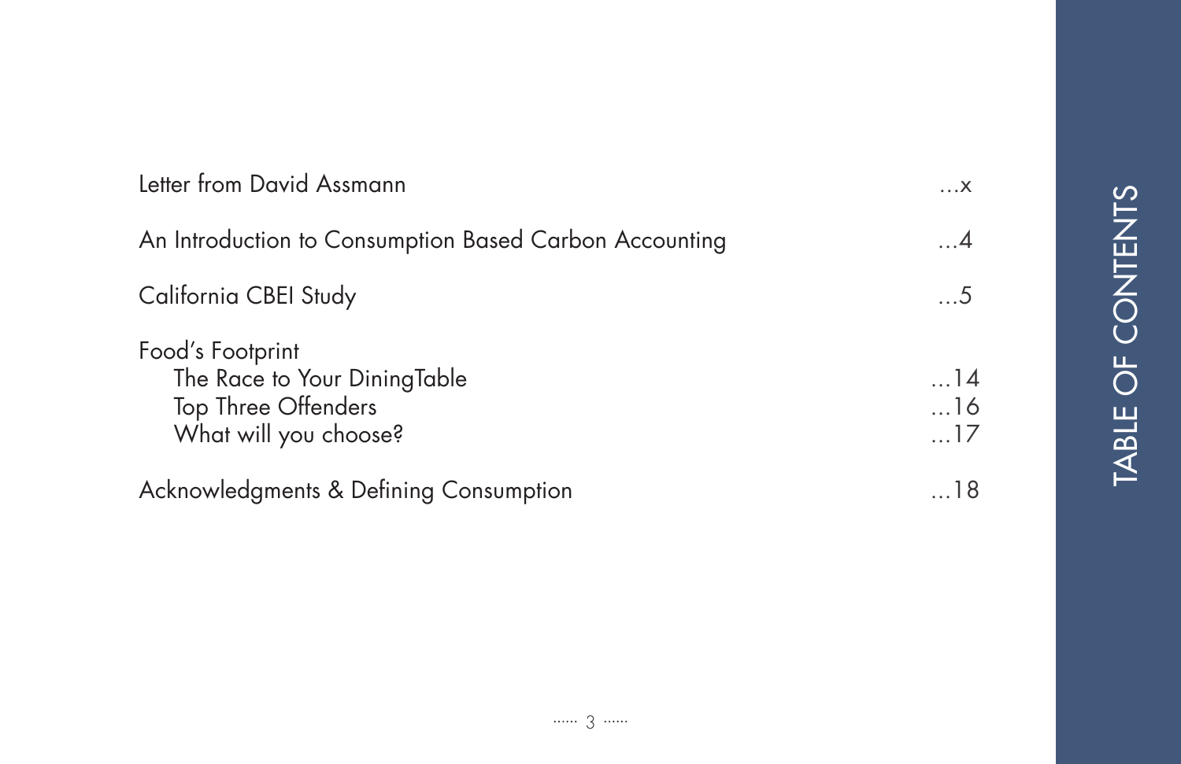# TABLE OF CONTENTS

Letter from David Assmann ...x

An Introduction to Consumption Based Carbon Accounting ...4

California CBEI Study ...5

Food's Footprint
- The Race to Your DiningTable ...14
- Top Three Offenders ...16
- What will you choose? ...17

Acknowledgments & Defining Consumption ...18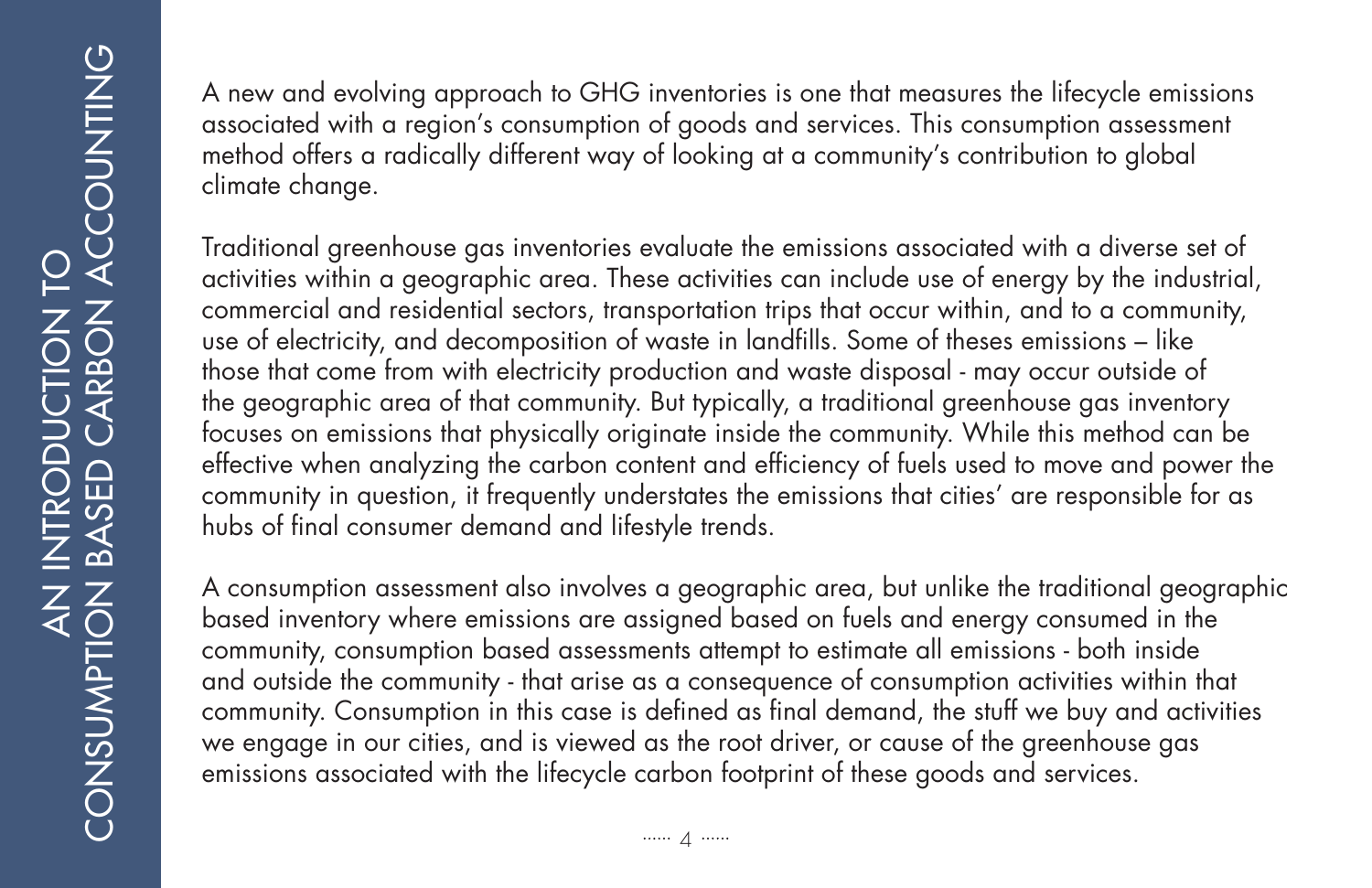A new and evolving approach to GHG inventories is one that measures the lifecycle emissions associated with a region's consumption of goods and services. This consumption assessment method offers a radically different way of looking at a community's contribution to global climate change.

Traditional greenhouse gas inventories evaluate the emissions associated with a diverse set of activities within a geographic area. These activities can include use of energy by the industrial, commercial and residential sectors, transportation trips that occur within, and to a community, use of electricity, and decomposition of waste in landfills. Some of theses emissions – like those that come from with electricity production and waste disposal - may occur outside of the geographic area of that community. But typically, a traditional greenhouse gas inventory focuses on emissions that physically originate inside the community. While this method can be effective when analyzing the carbon content and efficiency of fuels used to move and power the community in question, it frequently understates the emissions that cities' are responsible for as hubs of final consumer demand and lifestyle trends.

A consumption assessment also involves a geographic area, but unlike the traditional geographic based inventory where emissions are assigned based on fuels and energy consumed in the community, consumption based assessments attempt to estimate all emissions - both inside and outside the community - that arise as a consequence of consumption activities within that community. Consumption in this case is defined as final demand, the stuff we buy and activities we engage in our cities, and is viewed as the root driver, or cause of the greenhouse gas emissions associated with the lifecycle carbon footprint of these goods and services.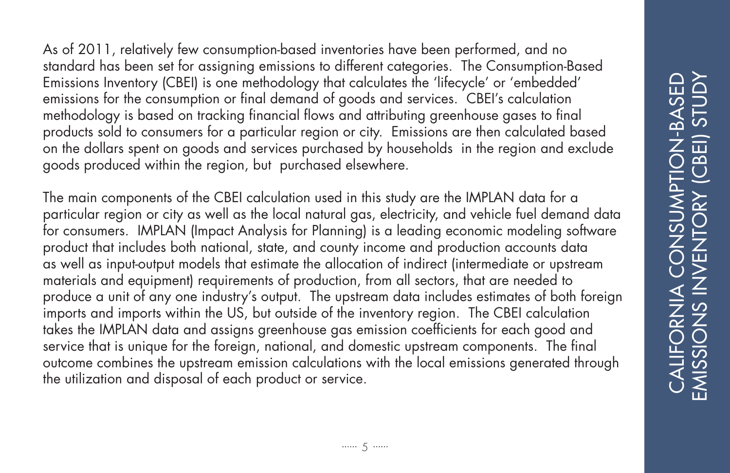As of 2011, relatively few consumption-based inventories have been performed, and no standard has been set for assigning emissions to different categories. The Consumption-Based Emissions Inventory (CBEI) is one methodology that calculates the 'lifecycle' or 'embedded' emissions for the consumption or final demand of goods and services. CBEI's calculation methodology is based on tracking financial flows and attributing greenhouse gases to final products sold to consumers for a particular region or city. Emissions are then calculated based on the dollars spent on goods and services purchased by households in the region and exclude goods produced within the region, but purchased elsewhere.

The main components of the CBEI calculation used in this study are the IMPLAN data for a particular region or city as well as the local natural gas, electricity, and vehicle fuel demand data for consumers. IMPLAN (Impact Analysis for Planning) is a leading economic modeling software product that includes both national, state, and county income and production accounts data as well as input-output models that estimate the allocation of indirect (intermediate or upstream materials and equipment) requirements of production, from all sectors, that are needed to produce a unit of any one industry's output. The upstream data includes estimates of both foreign imports and imports within the US, but outside of the inventory region. The CBEI calculation takes the IMPLAN data and assigns greenhouse gas emission coefficients for each good and service that is unique for the foreign, national, and domestic upstream components. The final outcome combines the upstream emission calculations with the local emissions generated through the utilization and disposal of each product or service.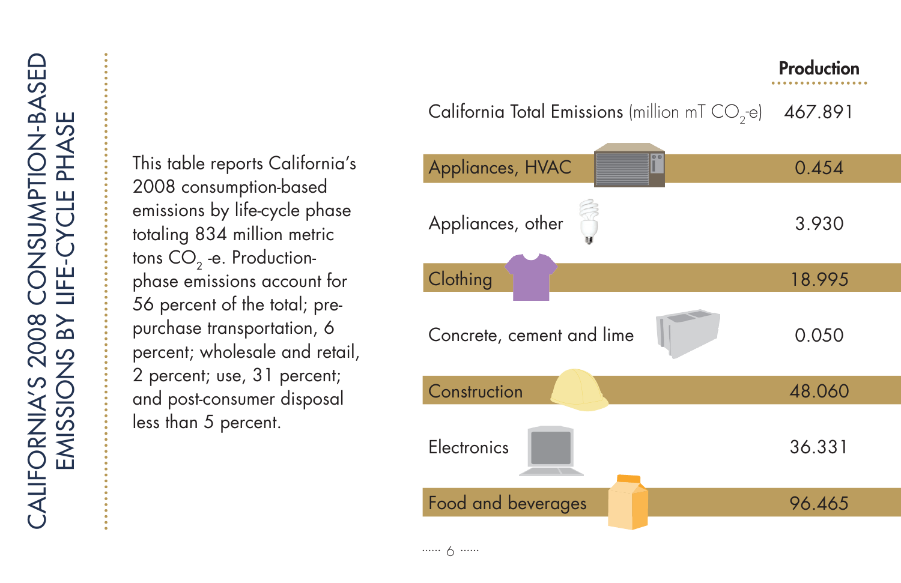# CALIFORNIA'S 2008 CONSUMPTION-BASED EMISSIONS BY LIFE-CYCLE PHASE

This table reports California's 2008 consumption-based emissions by life-cycle phase totaling 834 million metric tons $CO_2$ -e. Production-phase emissions account for 56 percent of the total; pre-purchase transportation, 6 percent; wholesale and retail, 2 percent; use, 31 percent; and post-consumer disposal less than 5 percent.

| | **Production** |
|---|---|
| California Total Emissions (million mT $CO_2$-e) | 467.891 |
| Appliances, HVAC | 0.454 |
| Appliances, other | 3.930 |
| Clothing | 18.995 |
| Concrete, cement and lime | 0.050 |
| Construction | 48.060 |
| Electronics | 36.331 |
| Food and beverages | 96.465 |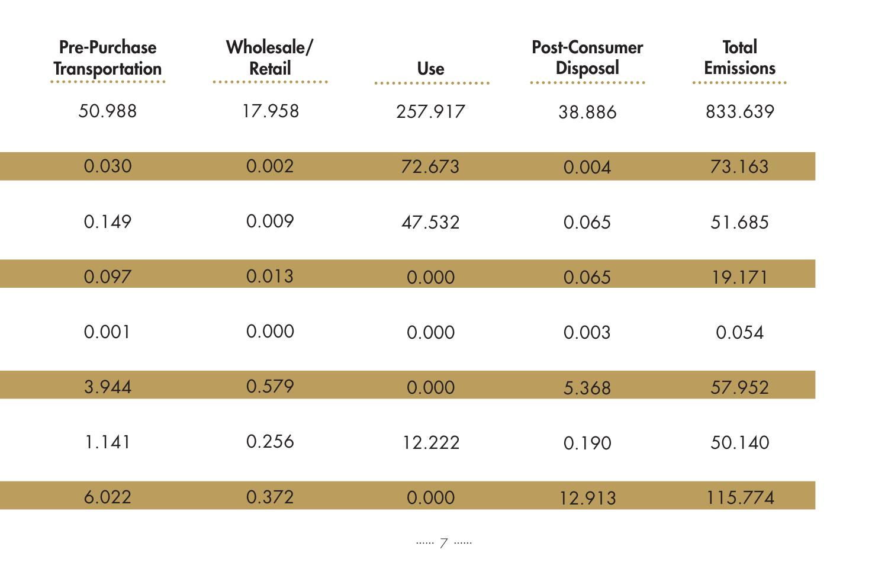| Pre-Purchase Transportation | Wholesale/ Retail | Use | Post-Consumer Disposal | Total Emissions |
|---|---|---|---|---|
| 50.988 | 17.958 | 257.917 | 38.886 | 833.639 |
| 0.030 | 0.002 | 72.673 | 0.004 | 73.163 |
| 0.149 | 0.009 | 47.532 | 0.065 | 51.685 |
| 0.097 | 0.013 | 0.000 | 0.065 | 19.171 |
| 0.001 | 0.000 | 0.000 | 0.003 | 0.054 |
| 3.944 | 0.579 | 0.000 | 5.368 | 57.952 |
| 1.141 | 0.256 | 12.222 | 0.190 | 50.140 |
| 6.022 | 0.372 | 0.000 | 12.913 | 115.774 |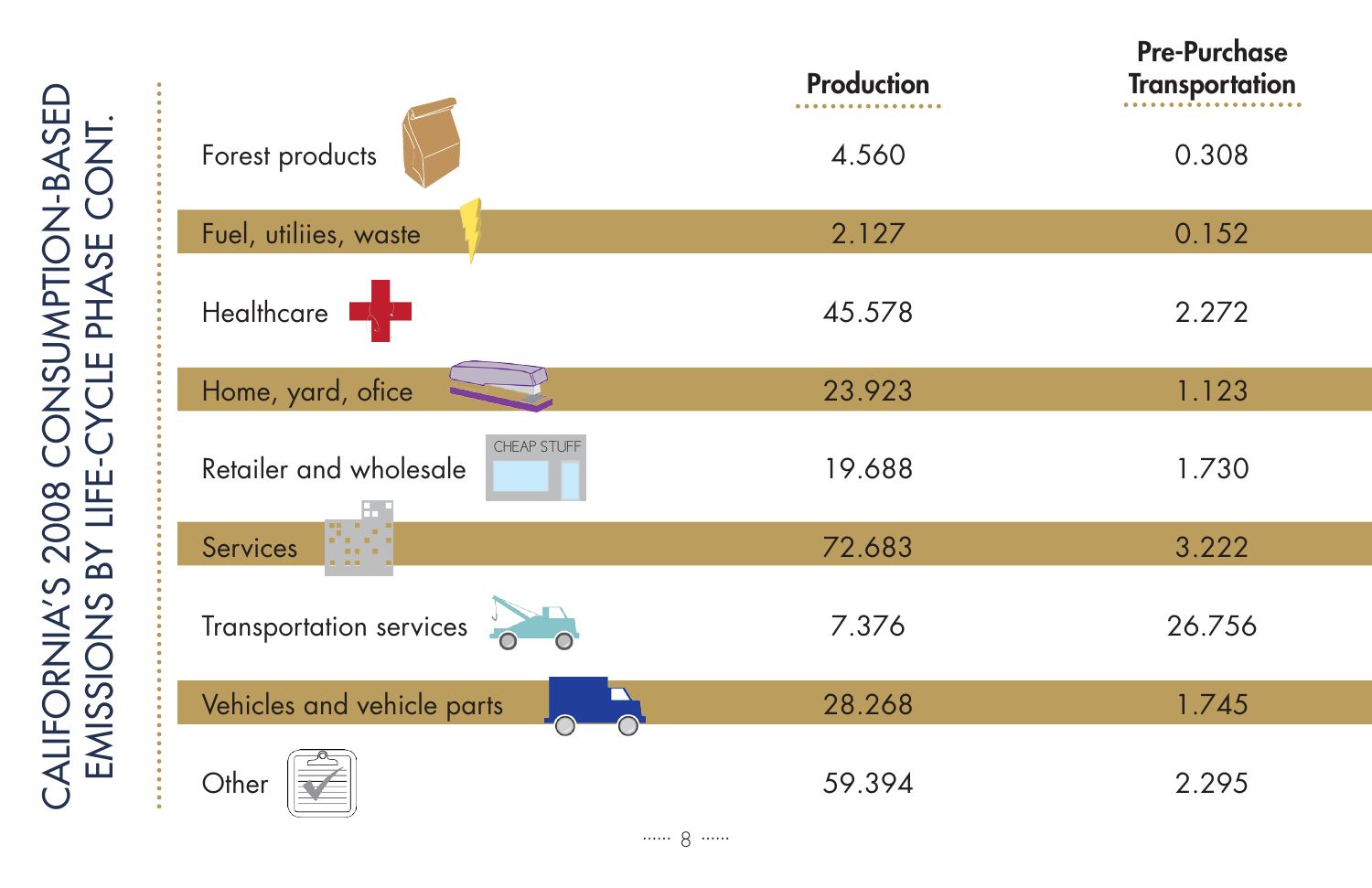# CALIFORNIA'S 2008 CONSUMPTION-BASED EMISSIONS BY LIFE-CYCLE PHASE CONT.

| | Production | Pre-Purchase Transportation |
|---|---|---|
| Forest products | 4.560 | 0.308 |
| Fuel, utiliies, waste | 2.127 | 0.152 |
| Healthcare | 45.578 | 2.272 |
| Home, yard, ofice | 23.923 | 1.123 |
| Retailer and wholesale | 19.688 | 1.730 |
| Services | 72.683 | 3.222 |
| Transportation services | 7.376 | 26.756 |
| Vehicles and vehicle parts | 28.268 | 1.745 |
| Other | 59.394 | 2.295 |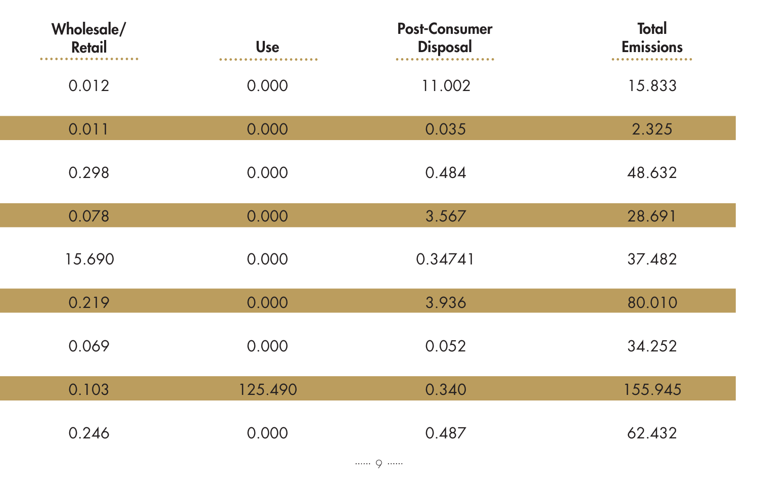| Wholesale/ Retail | Use | Post-Consumer Disposal | Total Emissions |
|---|---|---|---|
| 0.012 | 0.000 | 11.002 | 15.833 |
| 0.011 | 0.000 | 0.035 | 2.325 |
| 0.298 | 0.000 | 0.484 | 48.632 |
| 0.078 | 0.000 | 3.567 | 28.691 |
| 15.690 | 0.000 | 0.34741 | 37.482 |
| 0.219 | 0.000 | 3.936 | 80.010 |
| 0.069 | 0.000 | 0.052 | 34.252 |
| 0.103 | 125.490 | 0.340 | 155.945 |
| 0.246 | 0.000 | 0.487 | 62.432 |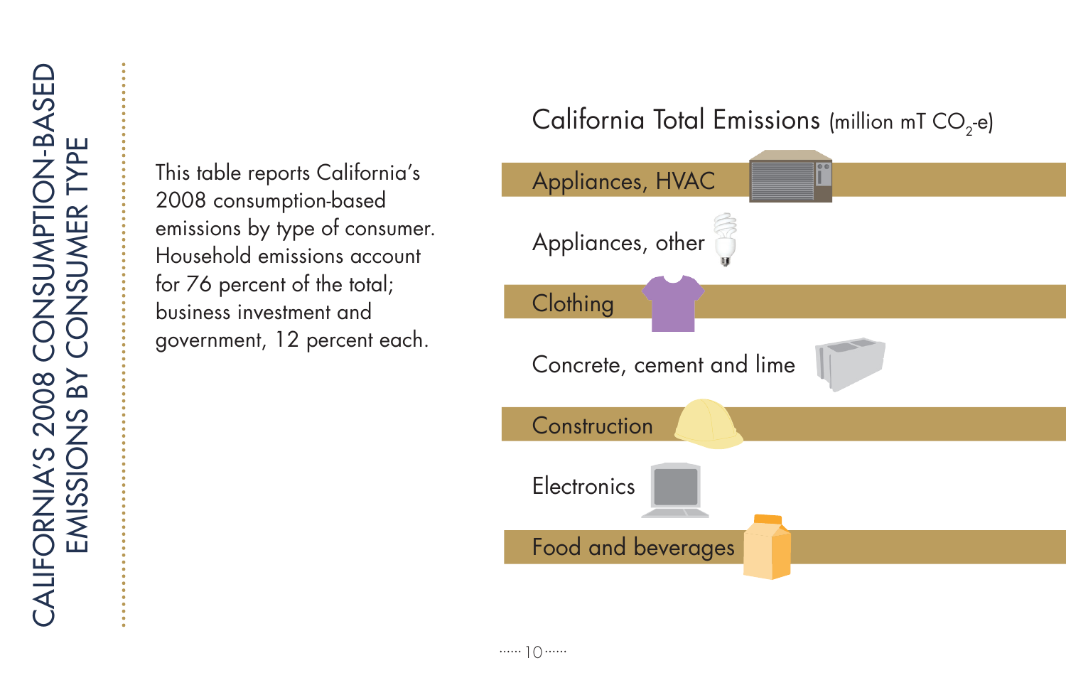# CALIFORNIA'S 2008 CONSUMPTION-BASED EMISSIONS BY CONSUMER TYPE

This table reports California's 2008 consumption-based emissions by type of consumer. Household emissions account for 76 percent of the total; business investment and government, 12 percent each.

## California Total Emissions (million mT $CO_2$-e)

| |
|---|
| Appliances, HVAC |
| Appliances, other |
| Clothing |
| Concrete, cement and lime |
| Construction |
| Electronics |
| Food and beverages |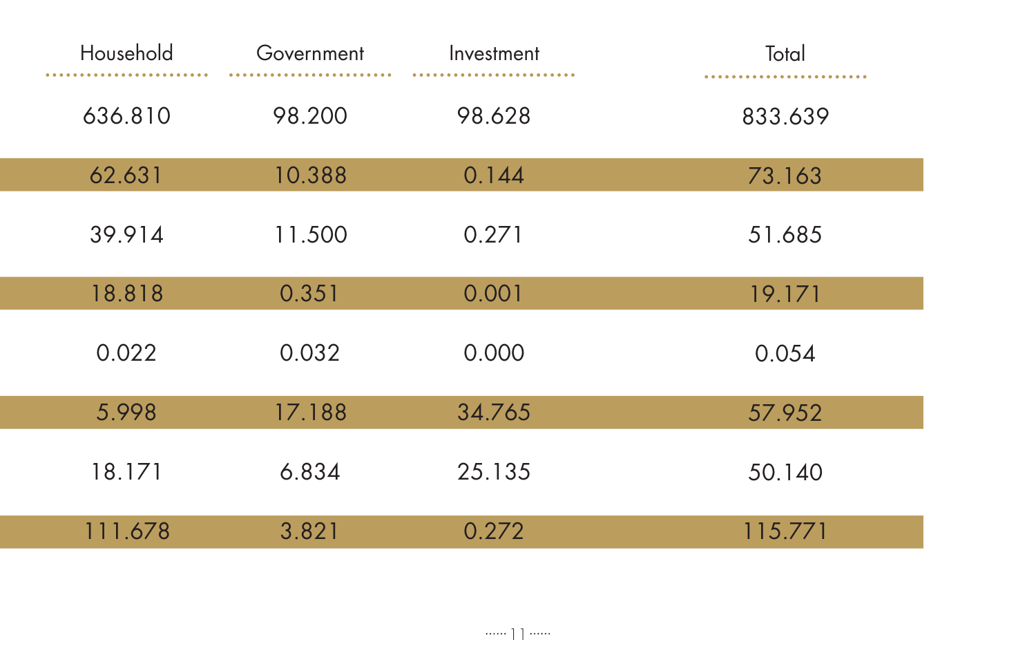| Household | Government | Investment | Total |
|---|---|---|---|
| 636.810 | 98.200 | 98.628 | 833.639 |
| 62.631 | 10.388 | 0.144 | 73.163 |
| 39.914 | 11.500 | 0.271 | 51.685 |
| 18.818 | 0.351 | 0.001 | 19.171 |
| 0.022 | 0.032 | 0.000 | 0.054 |
| 5.998 | 17.188 | 34.765 | 57.952 |
| 18.171 | 6.834 | 25.135 | 50.140 |
| 111.678 | 3.821 | 0.272 | 115.771 |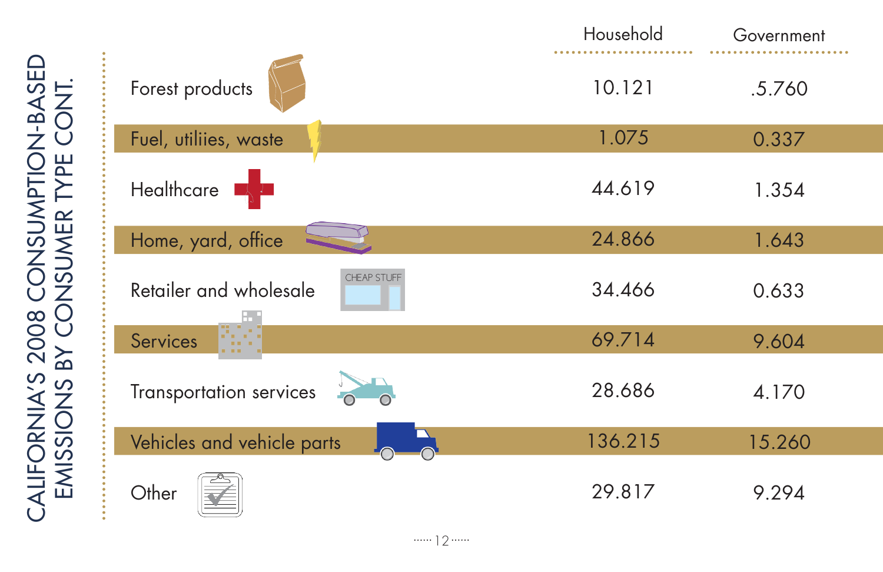# CALIFORNIA'S 2008 CONSUMPTION-BASED EMISSIONS BY CONSUMER TYPE CONT.

| | Household | Government |
|---|---|---|
| Forest products | 10.121 | .5.760 |
| Fuel, utiliies, waste | 1.075 | 0.337 |
| Healthcare | 44.619 | 1.354 |
| Home, yard, office | 24.866 | 1.643 |
| Retailer and wholesale | 34.466 | 0.633 |
| Services | 69.714 | 9.604 |
| Transportation services | 28.686 | 4.170 |
| Vehicles and vehicle parts | 136.215 | 15.260 |
| Other | 29.817 | 9.294 |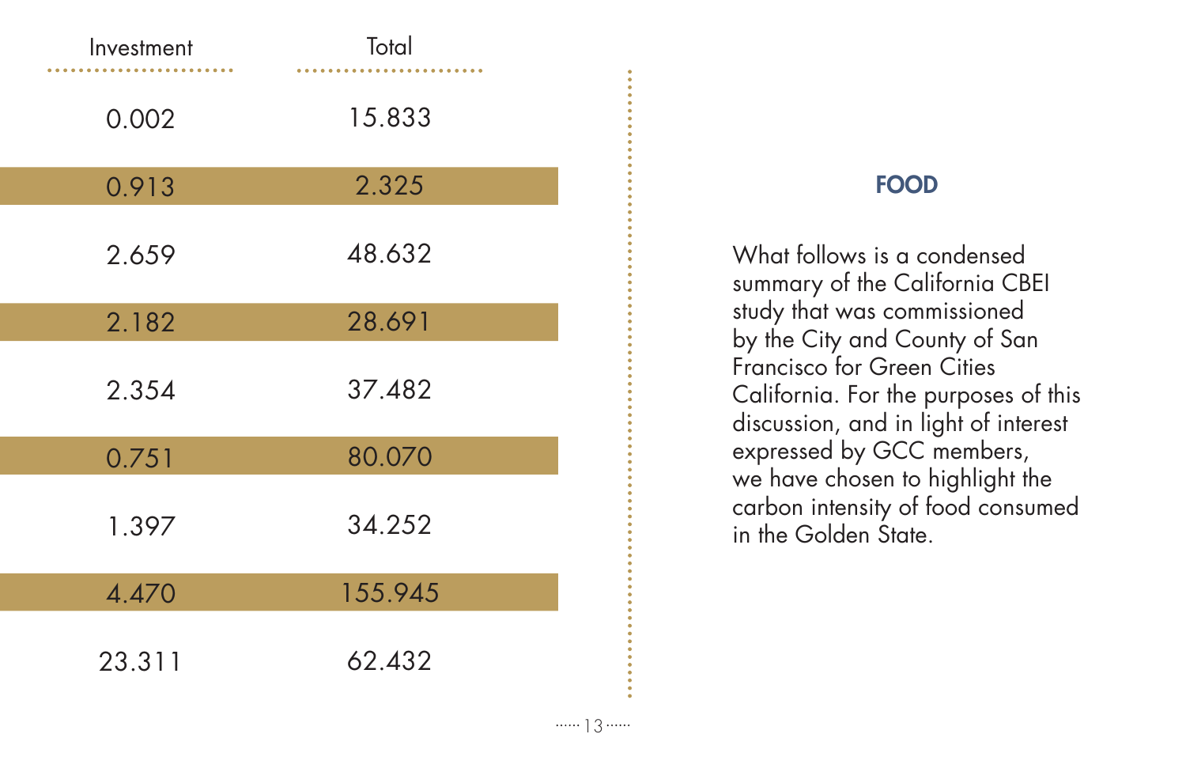| Investment | Total |
|---|---|
| 0.002 | 15.833 |
| 0.913 | 2.325 |
| 2.659 | 48.632 |
| 2.182 | 28.691 |
| 2.354 | 37.482 |
| 0.751 | 80.070 |
| 1.397 | 34.252 |
| 4.470 | 155.945 |
| 23.311 | 62.432 |

## FOOD

What follows is a condensed summary of the California CBEI study that was commissioned by the City and County of San Francisco for Green Cities California. For the purposes of this discussion, and in light of interest expressed by GCC members, we have chosen to highlight the carbon intensity of food consumed in the Golden State.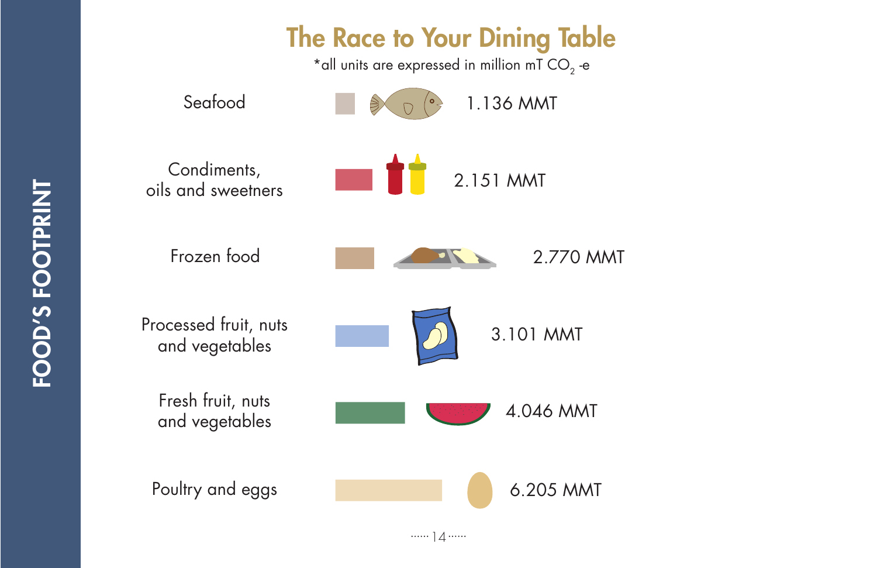# The Race to Your Dining Table

*all units are expressed in million mT $CO_2$ -e

| Category | Emissions |
| --- | --- |
| Seafood | 1.136 MMT |
| Condiments, oils and sweetners | 2.151 MMT |
| Frozen food | 2.770 MMT |
| Processed fruit, nuts and vegetables | 3.101 MMT |
| Fresh fruit, nuts and vegetables | 4.046 MMT |
| Poultry and eggs | 6.205 MMT |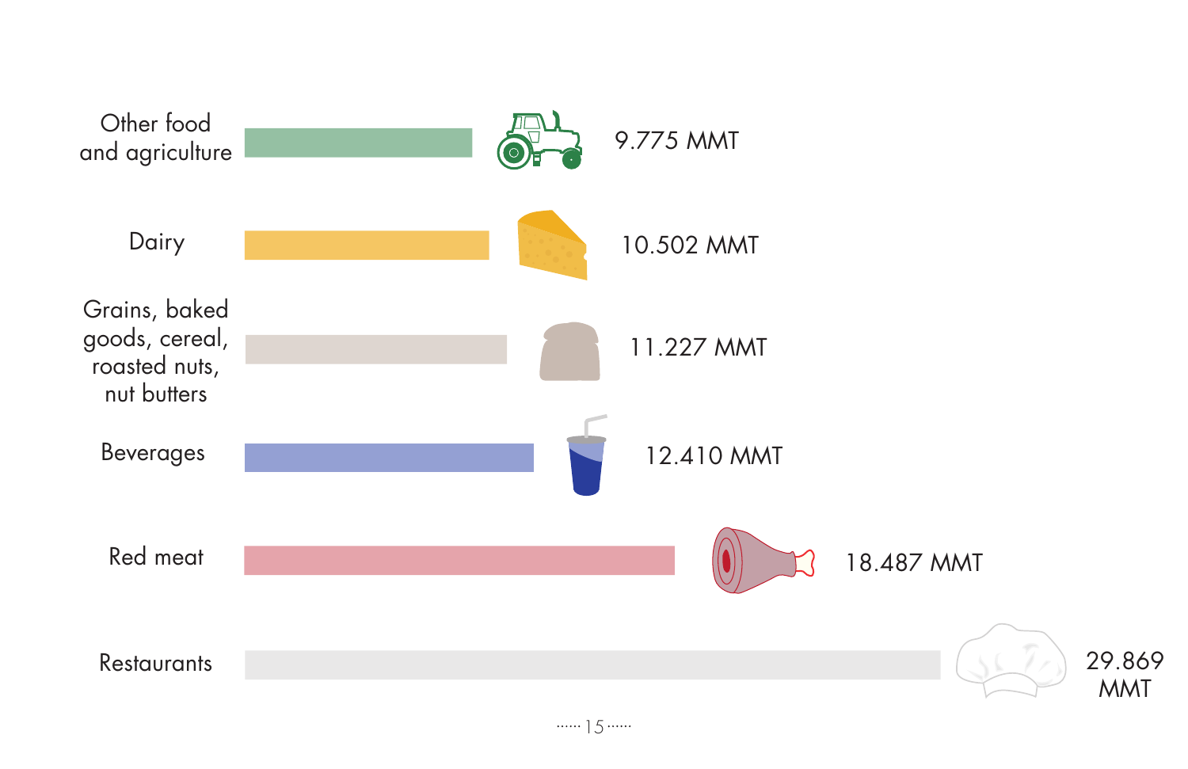| Category | Value |
| --- | --- |
| Other food and agriculture | 9.775 MMT |
| Dairy | 10.502 MMT |
| Grains, baked goods, cereal, roasted nuts, nut butters | 11.227 MMT |
| Beverages | 12.410 MMT |
| Red meat | 18.487 MMT |
| Restaurants | 29.869 MMT |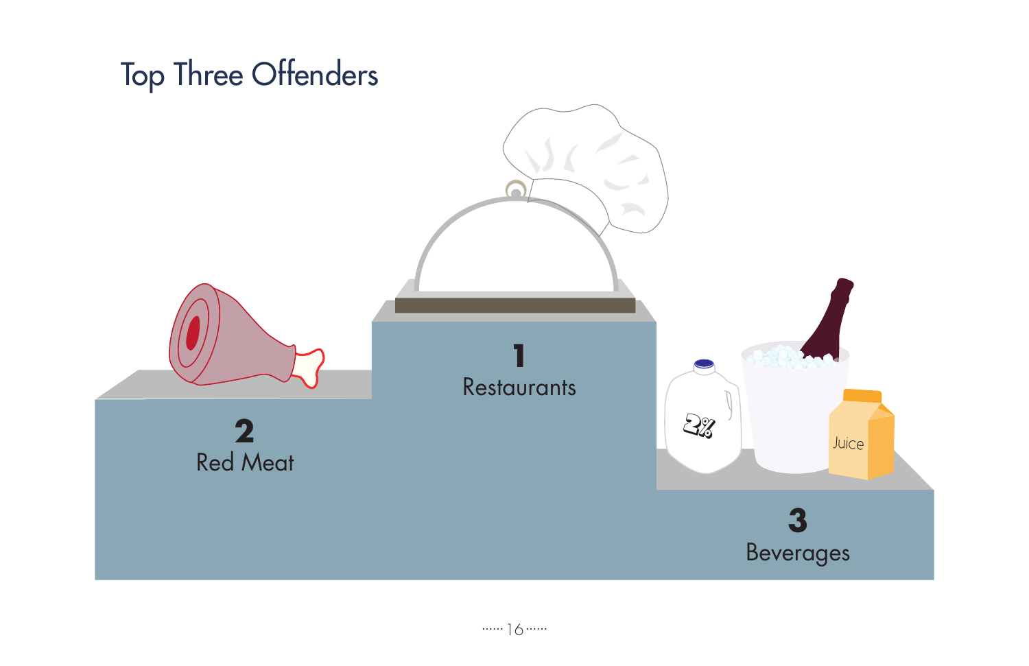# Top Three Offenders

**1**
Restaurants

**2**
Red Meat

**3**
Beverages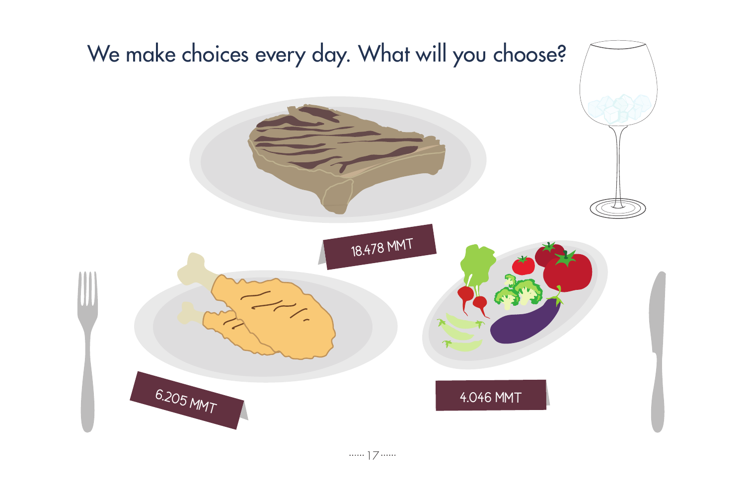# We make choices every day. What will you choose?

18.478 MMT

6.205 MMT

4.046 MMT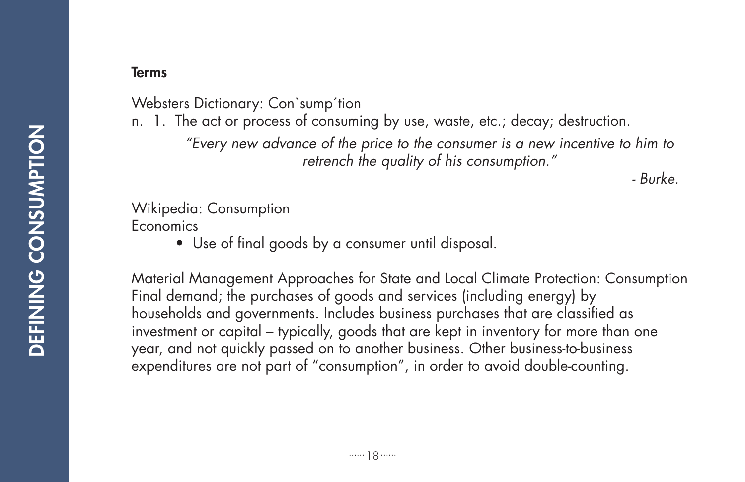## Terms

Websters Dictionary: Con`sump´tion

n. 1. The act or process of consuming by use, waste, etc.; decay; destruction.

> *"Every new advance of the price to the consumer is a new incentive to him to retrench the quality of his consumption."*
>
> *- Burke.*

Wikipedia: Consumption

Economics

- Use of final goods by a consumer until disposal.

Material Management Approaches for State and Local Climate Protection: Consumption
Final demand; the purchases of goods and services (including energy) by households and governments. Includes business purchases that are classified as investment or capital – typically, goods that are kept in inventory for more than one year, and not quickly passed on to another business. Other business-to-business expenditures are not part of "consumption", in order to avoid double-counting.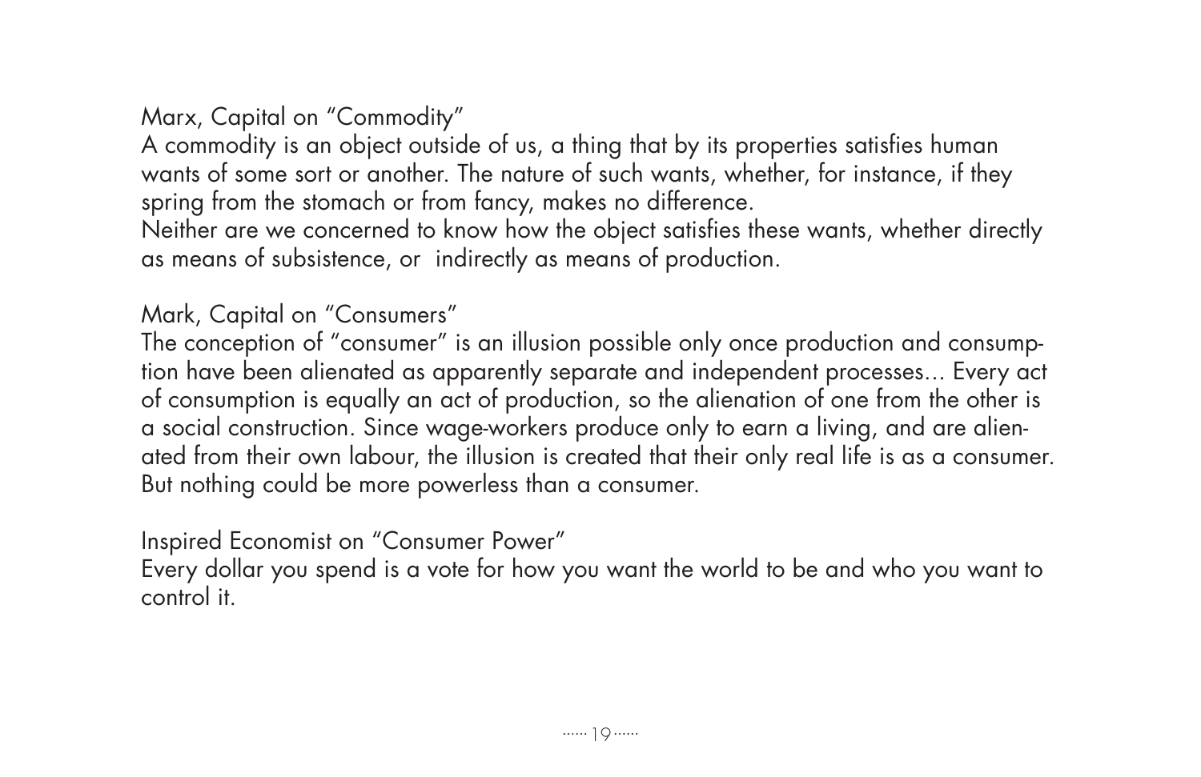Marx, Capital on "Commodity"

A commodity is an object outside of us, a thing that by its properties satisfies human wants of some sort or another. The nature of such wants, whether, for instance, if they spring from the stomach or from fancy, makes no difference.
Neither are we concerned to know how the object satisfies these wants, whether directly as means of subsistence, or indirectly as means of production.

Mark, Capital on "Consumers"

The conception of "consumer" is an illusion possible only once production and consumption have been alienated as apparently separate and independent processes… Every act of consumption is equally an act of production, so the alienation of one from the other is a social construction. Since wage-workers produce only to earn a living, and are alienated from their own labour, the illusion is created that their only real life is as a consumer. But nothing could be more powerless than a consumer.

Inspired Economist on "Consumer Power"

Every dollar you spend is a vote for how you want the world to be and who you want to control it.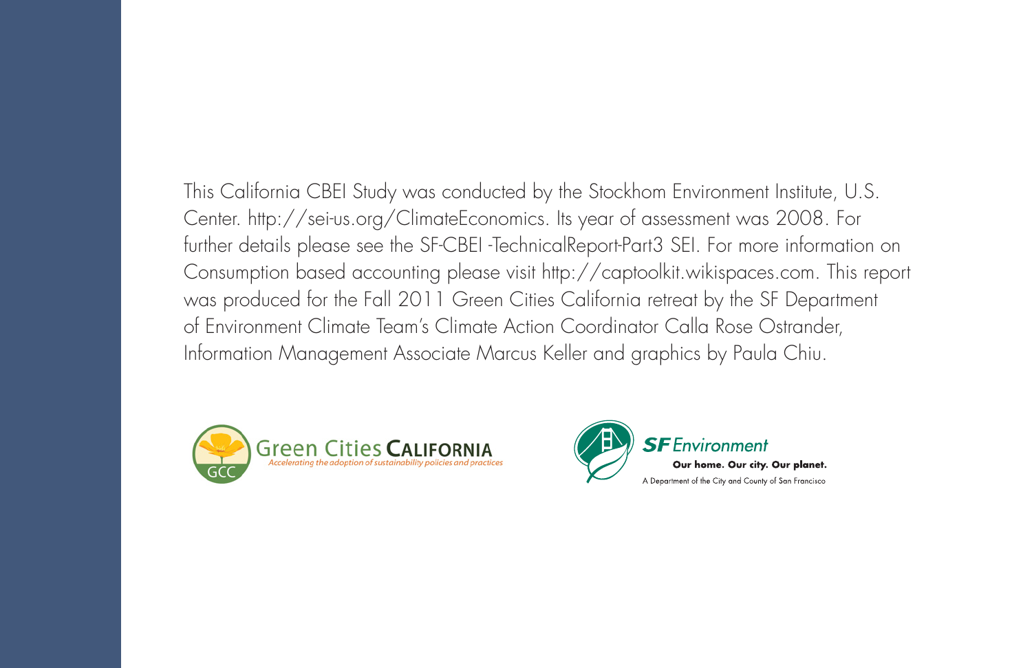This California CBEI Study was conducted by the Stockhom Environment Institute, U.S. Center. http://sei-us.org/ClimateEconomics. Its year of assessment was 2008. For further details please see the SF-CBEI -TechnicalReport-Part3 SEI. For more information on Consumption based accounting please visit http://captoolkit.wikispaces.com. This report was produced for the Fall 2011 Green Cities California retreat by the SF Department of Environment Climate Team's Climate Action Coordinator Calla Rose Ostrander, Information Management Associate Marcus Keller and graphics by Paula Chiu.

GCC Green Cities CALIFORNIA
Accelerating the adoption of sustainability policies and practices

SF Environment
Our home. Our city. Our planet.
A Department of the City and County of San Francisco